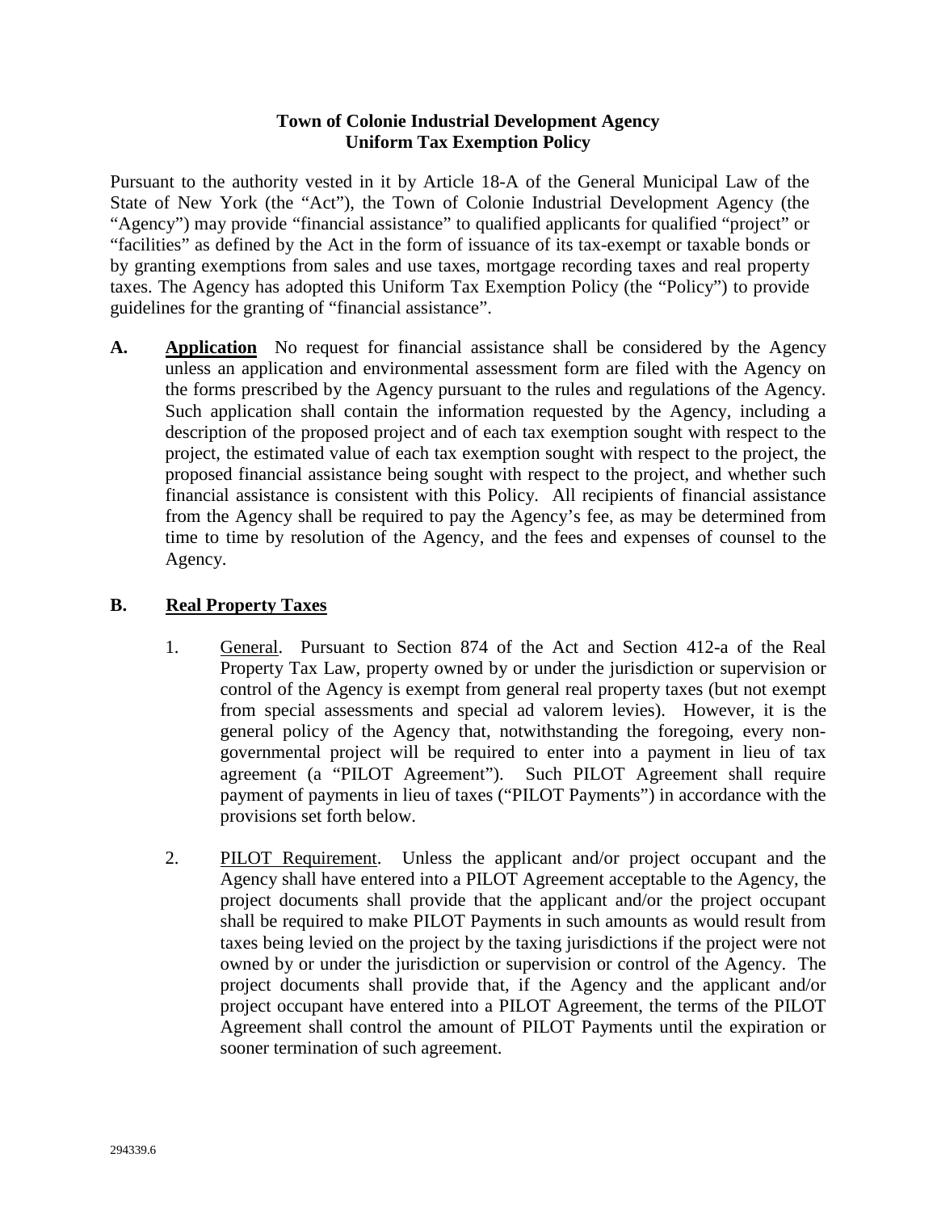# Town of Colonie Industrial Development Agency
## Uniform Tax Exemption Policy

Pursuant to the authority vested in it by Article 18-A of the General Municipal Law of the State of New York (the "Act"), the Town of Colonie Industrial Development Agency (the "Agency") may provide "financial assistance" to qualified applicants for qualified "project" or "facilities" as defined by the Act in the form of issuance of its tax-exempt or taxable bonds or by granting exemptions from sales and use taxes, mortgage recording taxes and real property taxes. The Agency has adopted this Uniform Tax Exemption Policy (the "Policy") to provide guidelines for the granting of "financial assistance".

**A. Application** No request for financial assistance shall be considered by the Agency unless an application and environmental assessment form are filed with the Agency on the forms prescribed by the Agency pursuant to the rules and regulations of the Agency. Such application shall contain the information requested by the Agency, including a description of the proposed project and of each tax exemption sought with respect to the project, the estimated value of each tax exemption sought with respect to the project, the proposed financial assistance being sought with respect to the project, and whether such financial assistance is consistent with this Policy. All recipients of financial assistance from the Agency shall be required to pay the Agency's fee, as may be determined from time to time by resolution of the Agency, and the fees and expenses of counsel to the Agency.

**B. Real Property Taxes**

1. General. Pursuant to Section 874 of the Act and Section 412-a of the Real Property Tax Law, property owned by or under the jurisdiction or supervision or control of the Agency is exempt from general real property taxes (but not exempt from special assessments and special ad valorem levies). However, it is the general policy of the Agency that, notwithstanding the foregoing, every non-governmental project will be required to enter into a payment in lieu of tax agreement (a "PILOT Agreement"). Such PILOT Agreement shall require payment of payments in lieu of taxes ("PILOT Payments") in accordance with the provisions set forth below.

2. PILOT Requirement. Unless the applicant and/or project occupant and the Agency shall have entered into a PILOT Agreement acceptable to the Agency, the project documents shall provide that the applicant and/or the project occupant shall be required to make PILOT Payments in such amounts as would result from taxes being levied on the project by the taxing jurisdictions if the project were not owned by or under the jurisdiction or supervision or control of the Agency. The project documents shall provide that, if the Agency and the applicant and/or project occupant have entered into a PILOT Agreement, the terms of the PILOT Agreement shall control the amount of PILOT Payments until the expiration or sooner termination of such agreement.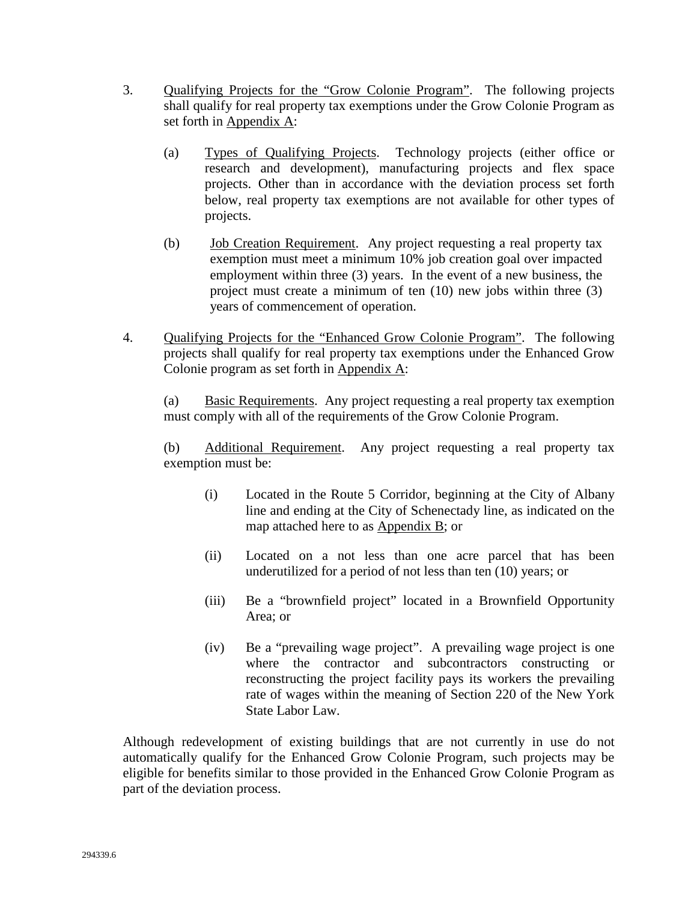3. Qualifying Projects for the "Grow Colonie Program". The following projects shall qualify for real property tax exemptions under the Grow Colonie Program as set forth in Appendix A:

   (a) Types of Qualifying Projects. Technology projects (either office or research and development), manufacturing projects and flex space projects. Other than in accordance with the deviation process set forth below, real property tax exemptions are not available for other types of projects.

   (b) Job Creation Requirement. Any project requesting a real property tax exemption must meet a minimum 10% job creation goal over impacted employment within three (3) years. In the event of a new business, the project must create a minimum of ten (10) new jobs within three (3) years of commencement of operation.

4. Qualifying Projects for the "Enhanced Grow Colonie Program". The following projects shall qualify for real property tax exemptions under the Enhanced Grow Colonie program as set forth in Appendix A:

   (a) Basic Requirements. Any project requesting a real property tax exemption must comply with all of the requirements of the Grow Colonie Program.

   (b) Additional Requirement. Any project requesting a real property tax exemption must be:

      (i) Located in the Route 5 Corridor, beginning at the City of Albany line and ending at the City of Schenectady line, as indicated on the map attached here to as Appendix B; or

      (ii) Located on a not less than one acre parcel that has been underutilized for a period of not less than ten (10) years; or

      (iii) Be a "brownfield project" located in a Brownfield Opportunity Area; or

      (iv) Be a "prevailing wage project". A prevailing wage project is one where the contractor and subcontractors constructing or reconstructing the project facility pays its workers the prevailing rate of wages within the meaning of Section 220 of the New York State Labor Law.

Although redevelopment of existing buildings that are not currently in use do not automatically qualify for the Enhanced Grow Colonie Program, such projects may be eligible for benefits similar to those provided in the Enhanced Grow Colonie Program as part of the deviation process.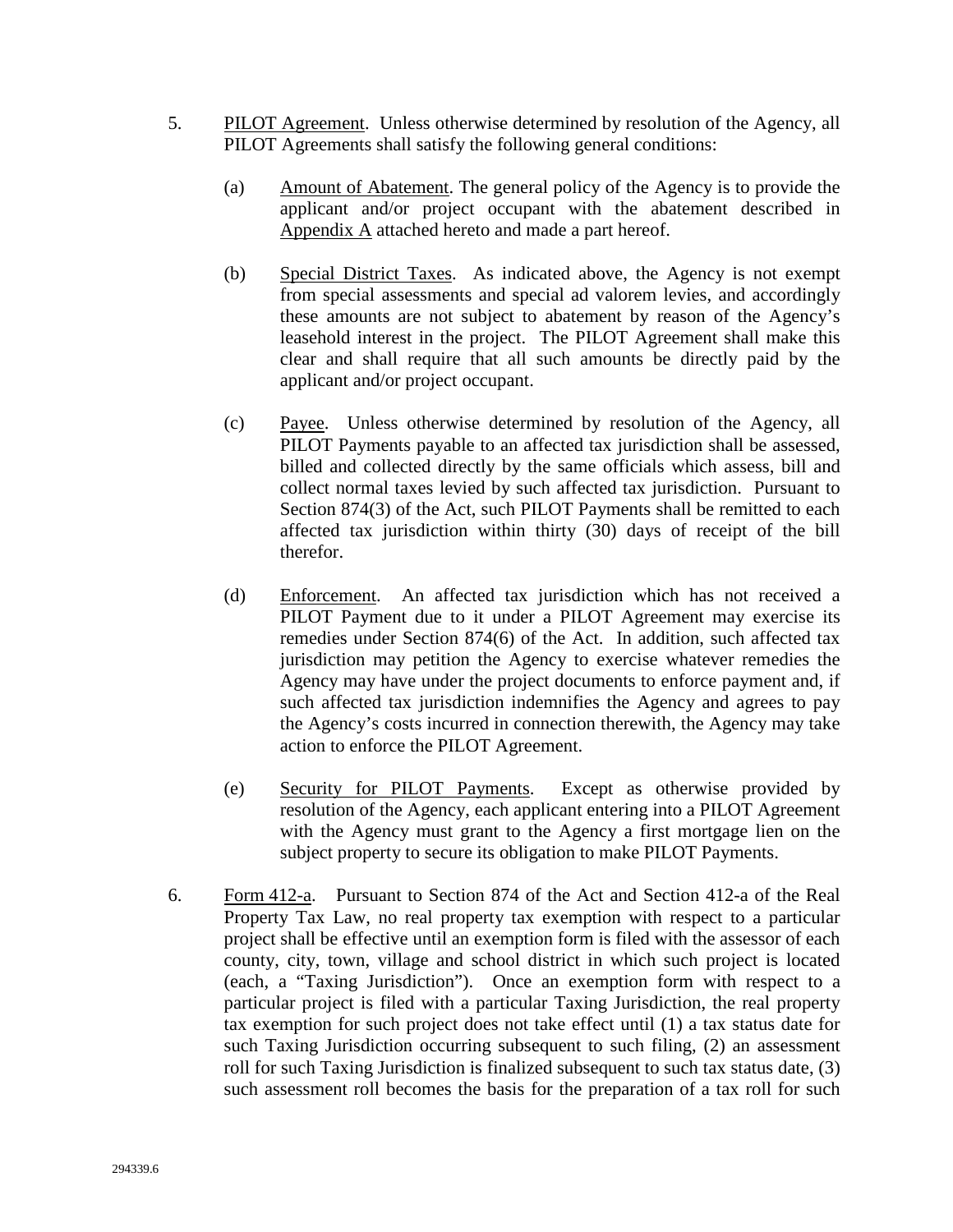5. PILOT Agreement. Unless otherwise determined by resolution of the Agency, all PILOT Agreements shall satisfy the following general conditions:

   (a) Amount of Abatement. The general policy of the Agency is to provide the applicant and/or project occupant with the abatement described in Appendix A attached hereto and made a part hereof.

   (b) Special District Taxes. As indicated above, the Agency is not exempt from special assessments and special ad valorem levies, and accordingly these amounts are not subject to abatement by reason of the Agency's leasehold interest in the project. The PILOT Agreement shall make this clear and shall require that all such amounts be directly paid by the applicant and/or project occupant.

   (c) Payee. Unless otherwise determined by resolution of the Agency, all PILOT Payments payable to an affected tax jurisdiction shall be assessed, billed and collected directly by the same officials which assess, bill and collect normal taxes levied by such affected tax jurisdiction. Pursuant to Section 874(3) of the Act, such PILOT Payments shall be remitted to each affected tax jurisdiction within thirty (30) days of receipt of the bill therefor.

   (d) Enforcement. An affected tax jurisdiction which has not received a PILOT Payment due to it under a PILOT Agreement may exercise its remedies under Section 874(6) of the Act. In addition, such affected tax jurisdiction may petition the Agency to exercise whatever remedies the Agency may have under the project documents to enforce payment and, if such affected tax jurisdiction indemnifies the Agency and agrees to pay the Agency's costs incurred in connection therewith, the Agency may take action to enforce the PILOT Agreement.

   (e) Security for PILOT Payments. Except as otherwise provided by resolution of the Agency, each applicant entering into a PILOT Agreement with the Agency must grant to the Agency a first mortgage lien on the subject property to secure its obligation to make PILOT Payments.

6. Form 412-a. Pursuant to Section 874 of the Act and Section 412-a of the Real Property Tax Law, no real property tax exemption with respect to a particular project shall be effective until an exemption form is filed with the assessor of each county, city, town, village and school district in which such project is located (each, a "Taxing Jurisdiction"). Once an exemption form with respect to a particular project is filed with a particular Taxing Jurisdiction, the real property tax exemption for such project does not take effect until (1) a tax status date for such Taxing Jurisdiction occurring subsequent to such filing, (2) an assessment roll for such Taxing Jurisdiction is finalized subsequent to such tax status date, (3) such assessment roll becomes the basis for the preparation of a tax roll for such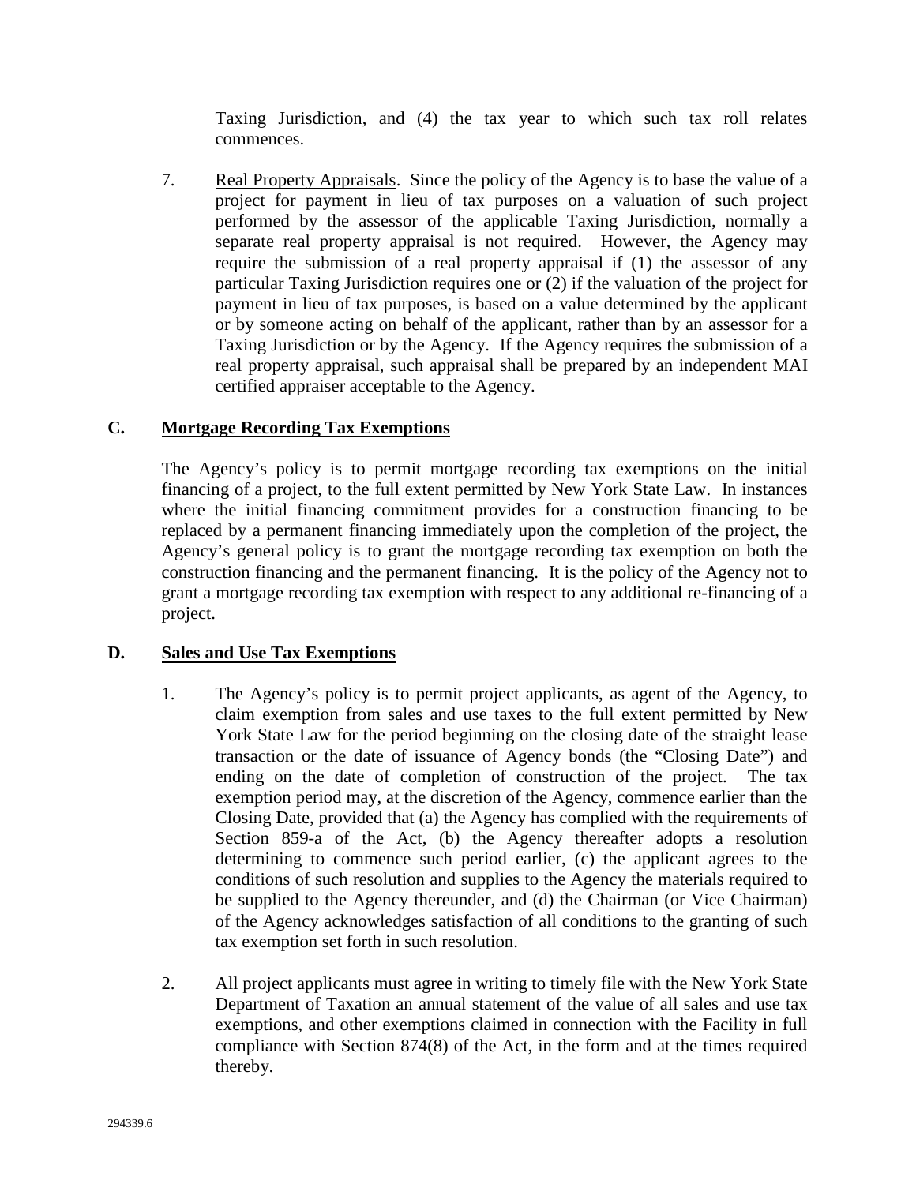Taxing Jurisdiction, and (4) the tax year to which such tax roll relates commences.

7. Real Property Appraisals. Since the policy of the Agency is to base the value of a project for payment in lieu of tax purposes on a valuation of such project performed by the assessor of the applicable Taxing Jurisdiction, normally a separate real property appraisal is not required. However, the Agency may require the submission of a real property appraisal if (1) the assessor of any particular Taxing Jurisdiction requires one or (2) if the valuation of the project for payment in lieu of tax purposes, is based on a value determined by the applicant or by someone acting on behalf of the applicant, rather than by an assessor for a Taxing Jurisdiction or by the Agency. If the Agency requires the submission of a real property appraisal, such appraisal shall be prepared by an independent MAI certified appraiser acceptable to the Agency.

## C. Mortgage Recording Tax Exemptions

The Agency's policy is to permit mortgage recording tax exemptions on the initial financing of a project, to the full extent permitted by New York State Law. In instances where the initial financing commitment provides for a construction financing to be replaced by a permanent financing immediately upon the completion of the project, the Agency's general policy is to grant the mortgage recording tax exemption on both the construction financing and the permanent financing. It is the policy of the Agency not to grant a mortgage recording tax exemption with respect to any additional re-financing of a project.

## D. Sales and Use Tax Exemptions

1. The Agency's policy is to permit project applicants, as agent of the Agency, to claim exemption from sales and use taxes to the full extent permitted by New York State Law for the period beginning on the closing date of the straight lease transaction or the date of issuance of Agency bonds (the "Closing Date") and ending on the date of completion of construction of the project. The tax exemption period may, at the discretion of the Agency, commence earlier than the Closing Date, provided that (a) the Agency has complied with the requirements of Section 859-a of the Act, (b) the Agency thereafter adopts a resolution determining to commence such period earlier, (c) the applicant agrees to the conditions of such resolution and supplies to the Agency the materials required to be supplied to the Agency thereunder, and (d) the Chairman (or Vice Chairman) of the Agency acknowledges satisfaction of all conditions to the granting of such tax exemption set forth in such resolution.

2. All project applicants must agree in writing to timely file with the New York State Department of Taxation an annual statement of the value of all sales and use tax exemptions, and other exemptions claimed in connection with the Facility in full compliance with Section 874(8) of the Act, in the form and at the times required thereby.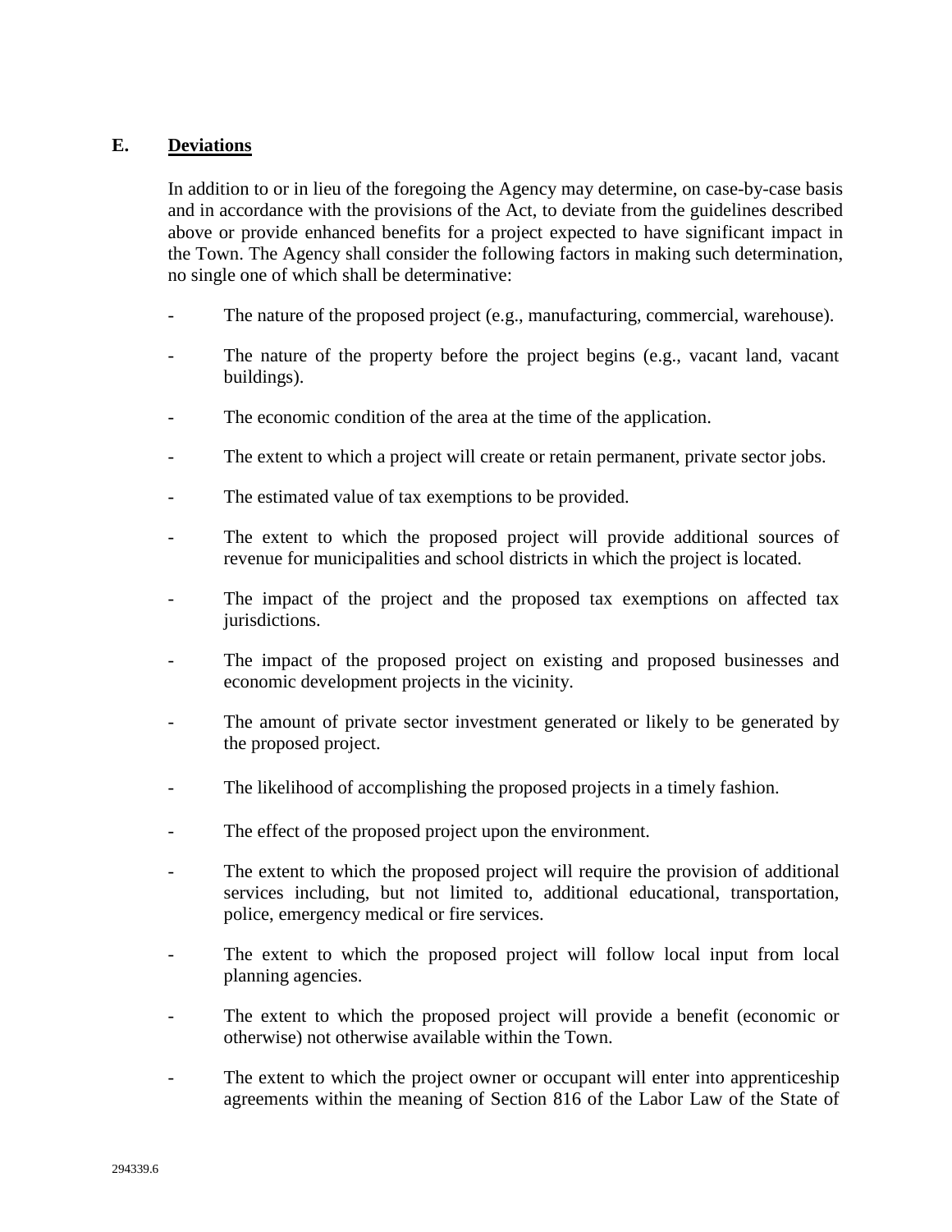## E. Deviations

In addition to or in lieu of the foregoing the Agency may determine, on case-by-case basis and in accordance with the provisions of the Act, to deviate from the guidelines described above or provide enhanced benefits for a project expected to have significant impact in the Town. The Agency shall consider the following factors in making such determination, no single one of which shall be determinative:

- The nature of the proposed project (e.g., manufacturing, commercial, warehouse).
- The nature of the property before the project begins (e.g., vacant land, vacant buildings).
- The economic condition of the area at the time of the application.
- The extent to which a project will create or retain permanent, private sector jobs.
- The estimated value of tax exemptions to be provided.
- The extent to which the proposed project will provide additional sources of revenue for municipalities and school districts in which the project is located.
- The impact of the project and the proposed tax exemptions on affected tax jurisdictions.
- The impact of the proposed project on existing and proposed businesses and economic development projects in the vicinity.
- The amount of private sector investment generated or likely to be generated by the proposed project.
- The likelihood of accomplishing the proposed projects in a timely fashion.
- The effect of the proposed project upon the environment.
- The extent to which the proposed project will require the provision of additional services including, but not limited to, additional educational, transportation, police, emergency medical or fire services.
- The extent to which the proposed project will follow local input from local planning agencies.
- The extent to which the proposed project will provide a benefit (economic or otherwise) not otherwise available within the Town.
- The extent to which the project owner or occupant will enter into apprenticeship agreements within the meaning of Section 816 of the Labor Law of the State of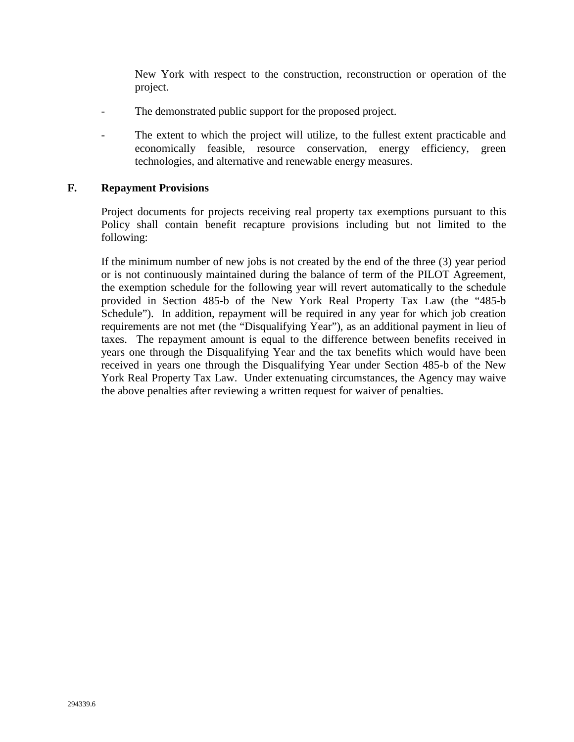New York with respect to the construction, reconstruction or operation of the project.

- The demonstrated public support for the proposed project.
- The extent to which the project will utilize, to the fullest extent practicable and economically feasible, resource conservation, energy efficiency, green technologies, and alternative and renewable energy measures.

**F. Repayment Provisions**

Project documents for projects receiving real property tax exemptions pursuant to this Policy shall contain benefit recapture provisions including but not limited to the following:

If the minimum number of new jobs is not created by the end of the three (3) year period or is not continuously maintained during the balance of term of the PILOT Agreement, the exemption schedule for the following year will revert automatically to the schedule provided in Section 485-b of the New York Real Property Tax Law (the "485-b Schedule"). In addition, repayment will be required in any year for which job creation requirements are not met (the "Disqualifying Year"), as an additional payment in lieu of taxes. The repayment amount is equal to the difference between benefits received in years one through the Disqualifying Year and the tax benefits which would have been received in years one through the Disqualifying Year under Section 485-b of the New York Real Property Tax Law. Under extenuating circumstances, the Agency may waive the above penalties after reviewing a written request for waiver of penalties.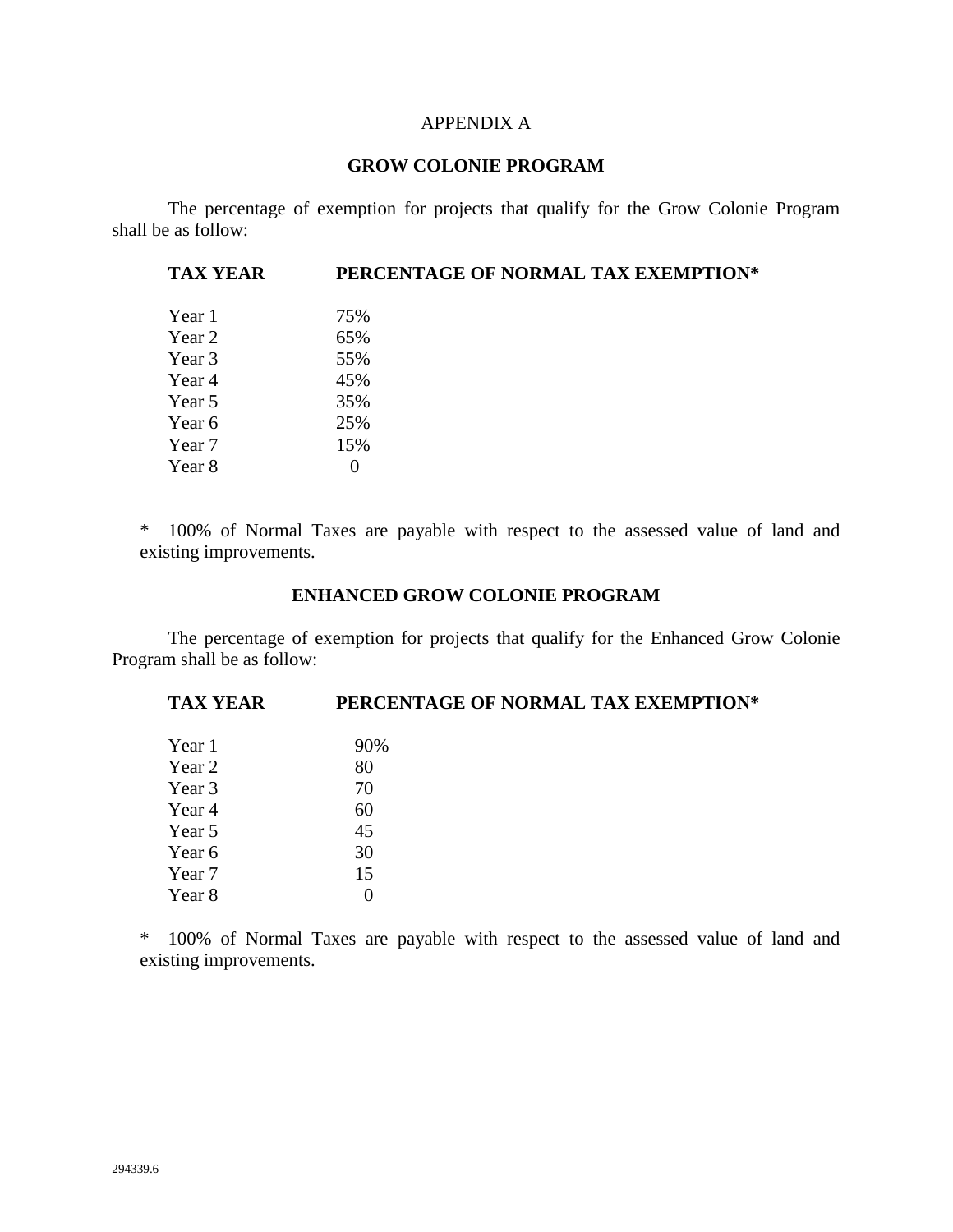APPENDIX A

## GROW COLONIE PROGRAM

The percentage of exemption for projects that qualify for the Grow Colonie Program shall be as follow:

| TAX YEAR | PERCENTAGE OF NORMAL TAX EXEMPTION* |
|---|---|
| Year 1 | 75% |
| Year 2 | 65% |
| Year 3 | 55% |
| Year 4 | 45% |
| Year 5 | 35% |
| Year 6 | 25% |
| Year 7 | 15% |
| Year 8 | 0 |

* 100% of Normal Taxes are payable with respect to the assessed value of land and existing improvements.

## ENHANCED GROW COLONIE PROGRAM

The percentage of exemption for projects that qualify for the Enhanced Grow Colonie Program shall be as follow:

| TAX YEAR | PERCENTAGE OF NORMAL TAX EXEMPTION* |
|---|---|
| Year 1 | 90% |
| Year 2 | 80 |
| Year 3 | 70 |
| Year 4 | 60 |
| Year 5 | 45 |
| Year 6 | 30 |
| Year 7 | 15 |
| Year 8 | 0 |

* 100% of Normal Taxes are payable with respect to the assessed value of land and existing improvements.

294339.6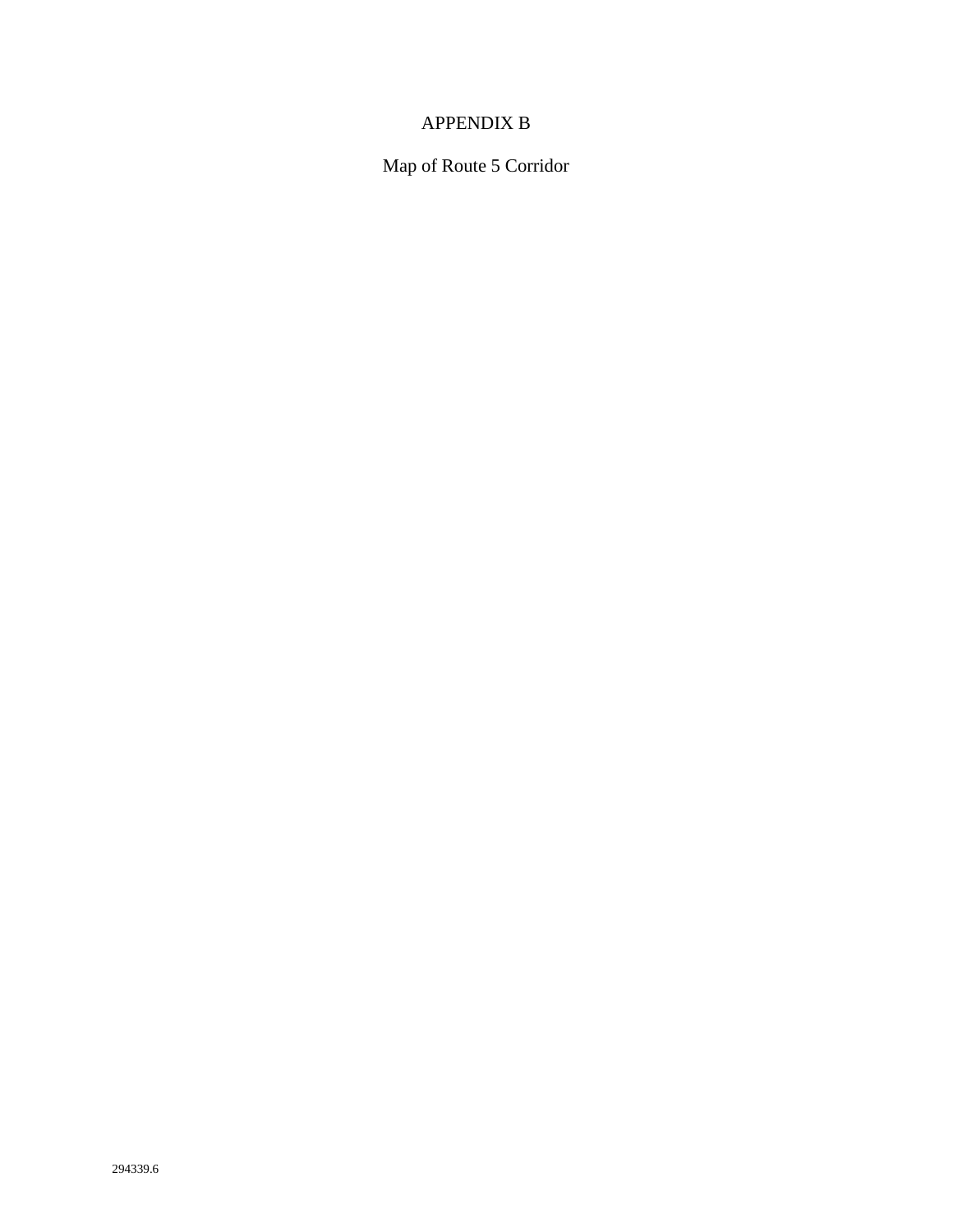# APPENDIX B

## Map of Route 5 Corridor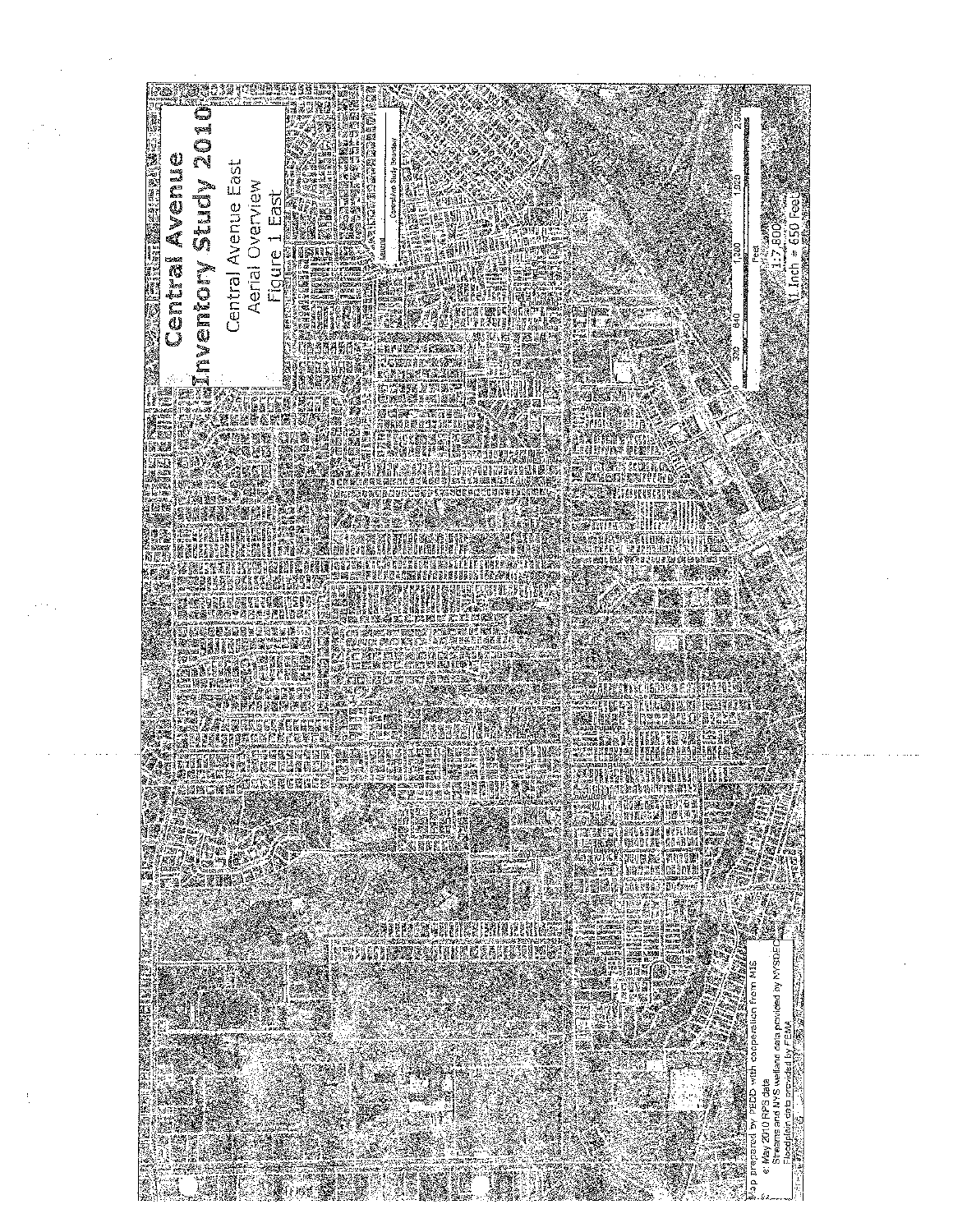# Central Avenue Inventory Study 2010

Central Avenue East
Aerial Overview
Figure 1 East

Legend
Corridor Study Boundary

0 200 400 800 1,200 1,600 2,000
Feet

1:7,800
1 Inch = 650 Feet

Map prepared by PECD with cooperation from MIS
May 2010 RPS data
Streams and NYS wetland data provided by NYSDEC
Floodplain data provided by FEMA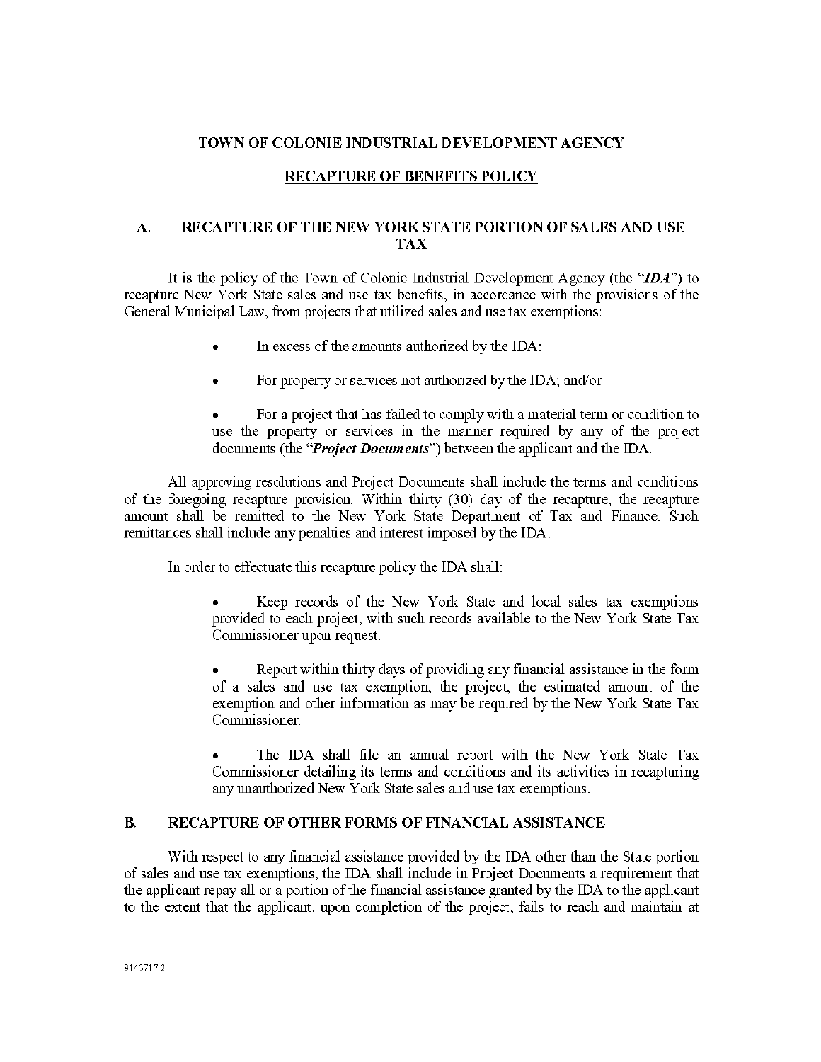# TOWN OF COLONIE INDUSTRIAL DEVELOPMENT AGENCY

## RECAPTURE OF BENEFITS POLICY

### A. RECAPTURE OF THE NEW YORK STATE PORTION OF SALES AND USE TAX

It is the policy of the Town of Colonie Industrial Development Agency (the "***IDA***") to recapture New York State sales and use tax benefits, in accordance with the provisions of the General Municipal Law, from projects that utilized sales and use tax exemptions:

- In excess of the amounts authorized by the IDA;
- For property or services not authorized by the IDA; and/or
- For a project that has failed to comply with a material term or condition to use the property or services in the manner required by any of the project documents (the "***Project Documents***") between the applicant and the IDA.

All approving resolutions and Project Documents shall include the terms and conditions of the foregoing recapture provision. Within thirty (30) day of the recapture, the recapture amount shall be remitted to the New York State Department of Tax and Finance. Such remittances shall include any penalties and interest imposed by the IDA.

In order to effectuate this recapture policy the IDA shall:

- Keep records of the New York State and local sales tax exemptions provided to each project, with such records available to the New York State Tax Commissioner upon request.
- Report within thirty days of providing any financial assistance in the form of a sales and use tax exemption, the project, the estimated amount of the exemption and other information as may be required by the New York State Tax Commissioner.
- The IDA shall file an annual report with the New York State Tax Commissioner detailing its terms and conditions and its activities in recapturing any unauthorized New York State sales and use tax exemptions.

### B. RECAPTURE OF OTHER FORMS OF FINANCIAL ASSISTANCE

With respect to any financial assistance provided by the IDA other than the State portion of sales and use tax exemptions, the IDA shall include in Project Documents a requirement that the applicant repay all or a portion of the financial assistance granted by the IDA to the applicant to the extent that the applicant, upon completion of the project, fails to reach and maintain at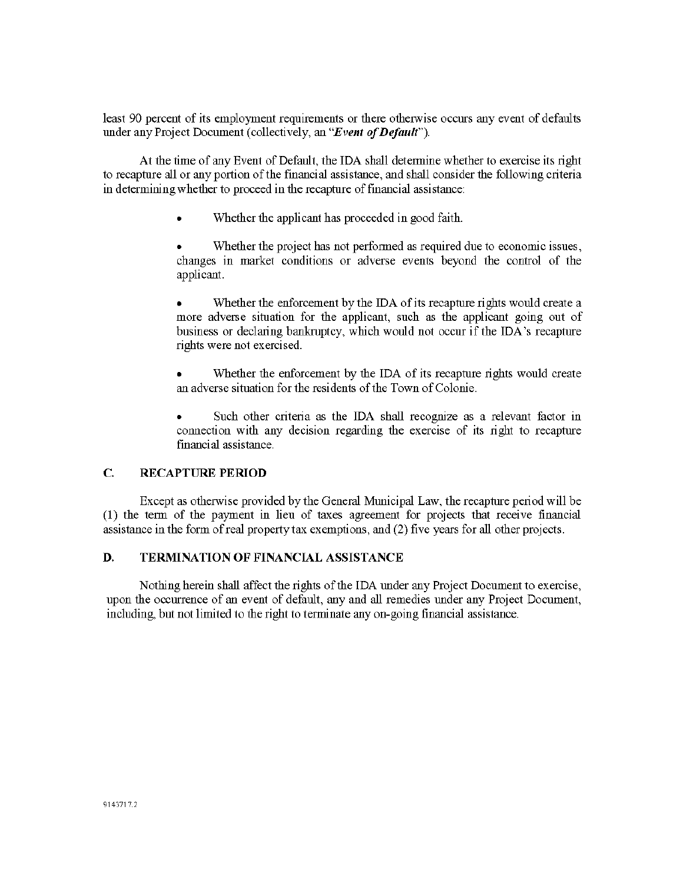least 90 percent of its employment requirements or there otherwise occurs any event of defaults under any Project Document (collectively, an "***Event of Default***").

At the time of any Event of Default, the IDA shall determine whether to exercise its right to recapture all or any portion of the financial assistance, and shall consider the following criteria in determining whether to proceed in the recapture of financial assistance:

- Whether the applicant has proceeded in good faith.
- Whether the project has not performed as required due to economic issues, changes in market conditions or adverse events beyond the control of the applicant.
- Whether the enforcement by the IDA of its recapture rights would create a more adverse situation for the applicant, such as the applicant going out of business or declaring bankruptcy, which would not occur if the IDA's recapture rights were not exercised.
- Whether the enforcement by the IDA of its recapture rights would create an adverse situation for the residents of the Town of Colonie.
- Such other criteria as the IDA shall recognize as a relevant factor in connection with any decision regarding the exercise of its right to recapture financial assistance.

## C. RECAPTURE PERIOD

Except as otherwise provided by the General Municipal Law, the recapture period will be (1) the term of the payment in lieu of taxes agreement for projects that receive financial assistance in the form of real property tax exemptions, and (2) five years for all other projects.

## D. TERMINATION OF FINANCIAL ASSISTANCE

Nothing herein shall affect the rights of the IDA under any Project Document to exercise, upon the occurrence of an event of default, any and all remedies under any Project Document, including, but not limited to the right to terminate any on-going financial assistance.

9143717.2